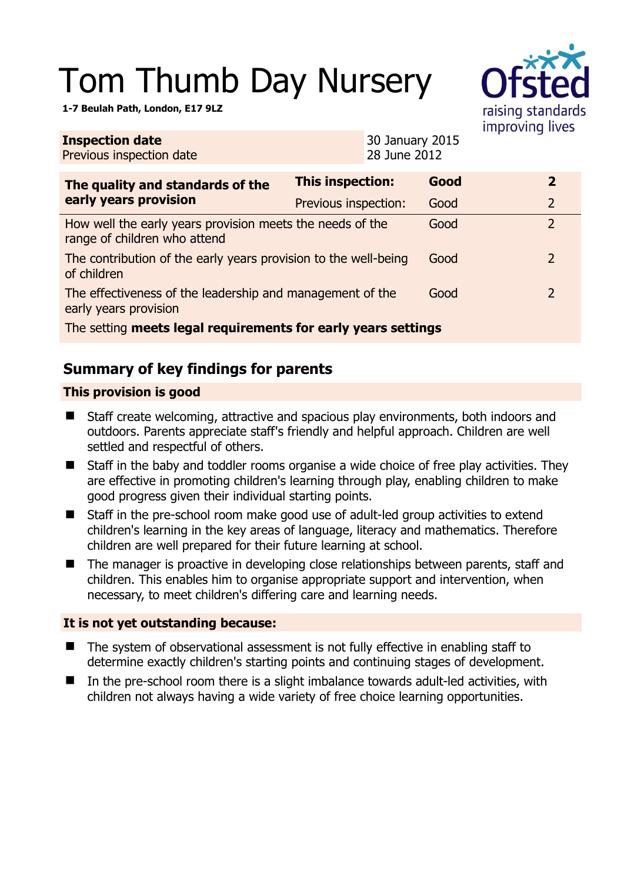# Tom Thumb Day Nursery

**1-7 Beulah Path, London, E17 9LZ**

| | |
|---|---|
| **Inspection date** | 30 January 2015 |
| Previous inspection date | 28 June 2012 |

| The quality and standards of the early years provision | | | |
|---|---|---|---|
| **The quality and standards of the early years provision** | **This inspection:** | **Good** | **2** |
| | Previous inspection: | Good | 2 |
| How well the early years provision meets the needs of the range of children who attend | | Good | 2 |
| The contribution of the early years provision to the well-being of children | | Good | 2 |
| The effectiveness of the leadership and management of the early years provision | | Good | 2 |
| The setting **meets legal requirements for early years settings** | | | |

## Summary of key findings for parents

### This provision is good

- Staff create welcoming, attractive and spacious play environments, both indoors and outdoors. Parents appreciate staff's friendly and helpful approach. Children are well settled and respectful of others.
- Staff in the baby and toddler rooms organise a wide choice of free play activities. They are effective in promoting children's learning through play, enabling children to make good progress given their individual starting points.
- Staff in the pre-school room make good use of adult-led group activities to extend children's learning in the key areas of language, literacy and mathematics. Therefore children are well prepared for their future learning at school.
- The manager is proactive in developing close relationships between parents, staff and children. This enables him to organise appropriate support and intervention, when necessary, to meet children's differing care and learning needs.

### It is not yet outstanding because:

- The system of observational assessment is not fully effective in enabling staff to determine exactly children's starting points and continuing stages of development.
- In the pre-school room there is a slight imbalance towards adult-led activities, with children not always having a wide variety of free choice learning opportunities.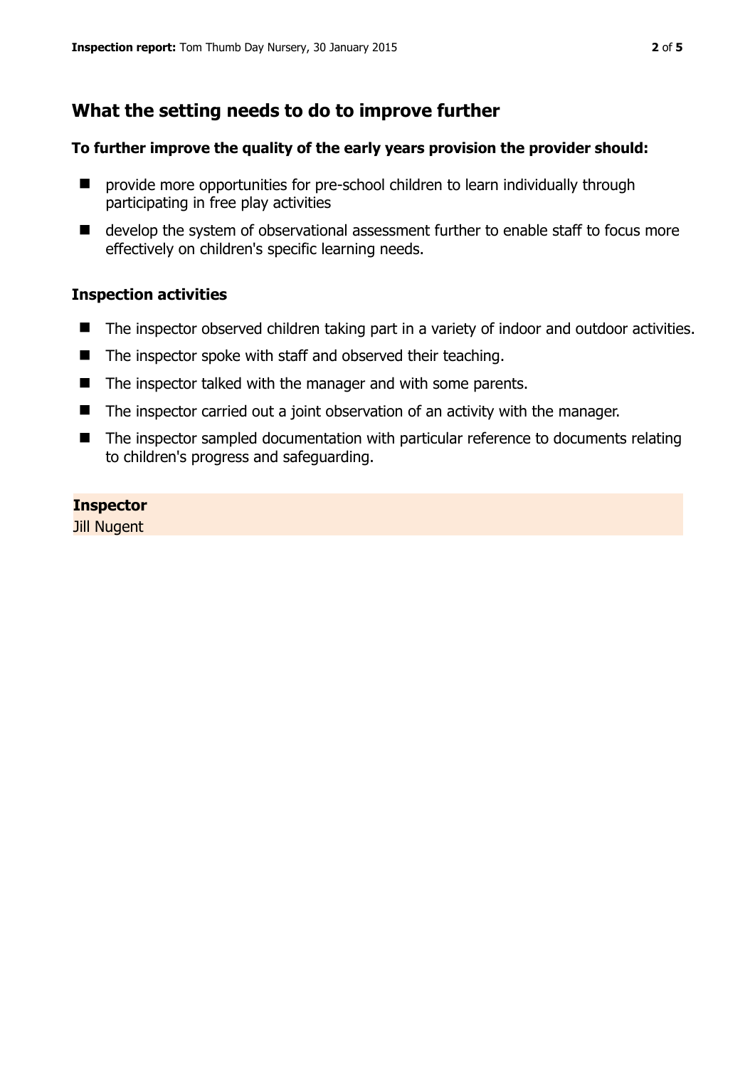## What the setting needs to do to improve further

**To further improve the quality of the early years provision the provider should:**

- provide more opportunities for pre-school children to learn individually through participating in free play activities
- develop the system of observational assessment further to enable staff to focus more effectively on children's specific learning needs.

### Inspection activities

- The inspector observed children taking part in a variety of indoor and outdoor activities.
- The inspector spoke with staff and observed their teaching.
- The inspector talked with the manager and with some parents.
- The inspector carried out a joint observation of an activity with the manager.
- The inspector sampled documentation with particular reference to documents relating to children's progress and safeguarding.

**Inspector**
Jill Nugent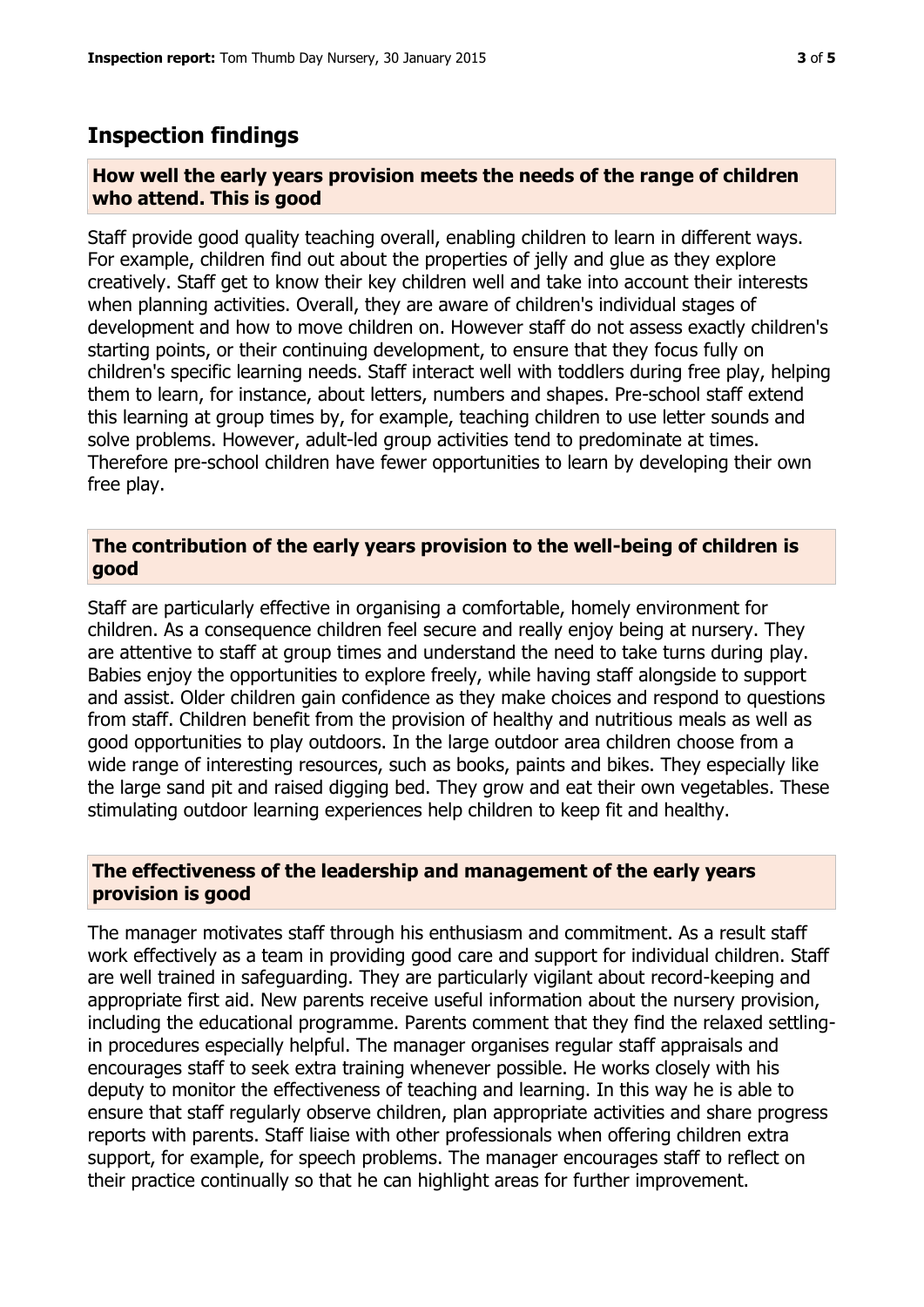## Inspection findings

### How well the early years provision meets the needs of the range of children who attend. This is good

Staff provide good quality teaching overall, enabling children to learn in different ways. For example, children find out about the properties of jelly and glue as they explore creatively. Staff get to know their key children well and take into account their interests when planning activities. Overall, they are aware of children's individual stages of development and how to move children on. However staff do not assess exactly children's starting points, or their continuing development, to ensure that they focus fully on children's specific learning needs. Staff interact well with toddlers during free play, helping them to learn, for instance, about letters, numbers and shapes. Pre-school staff extend this learning at group times by, for example, teaching children to use letter sounds and solve problems. However, adult-led group activities tend to predominate at times. Therefore pre-school children have fewer opportunities to learn by developing their own free play.

### The contribution of the early years provision to the well-being of children is good

Staff are particularly effective in organising a comfortable, homely environment for children. As a consequence children feel secure and really enjoy being at nursery. They are attentive to staff at group times and understand the need to take turns during play. Babies enjoy the opportunities to explore freely, while having staff alongside to support and assist. Older children gain confidence as they make choices and respond to questions from staff. Children benefit from the provision of healthy and nutritious meals as well as good opportunities to play outdoors. In the large outdoor area children choose from a wide range of interesting resources, such as books, paints and bikes. They especially like the large sand pit and raised digging bed. They grow and eat their own vegetables. These stimulating outdoor learning experiences help children to keep fit and healthy.

### The effectiveness of the leadership and management of the early years provision is good

The manager motivates staff through his enthusiasm and commitment. As a result staff work effectively as a team in providing good care and support for individual children. Staff are well trained in safeguarding. They are particularly vigilant about record-keeping and appropriate first aid. New parents receive useful information about the nursery provision, including the educational programme. Parents comment that they find the relaxed settling-in procedures especially helpful. The manager organises regular staff appraisals and encourages staff to seek extra training whenever possible. He works closely with his deputy to monitor the effectiveness of teaching and learning. In this way he is able to ensure that staff regularly observe children, plan appropriate activities and share progress reports with parents. Staff liaise with other professionals when offering children extra support, for example, for speech problems. The manager encourages staff to reflect on their practice continually so that he can highlight areas for further improvement.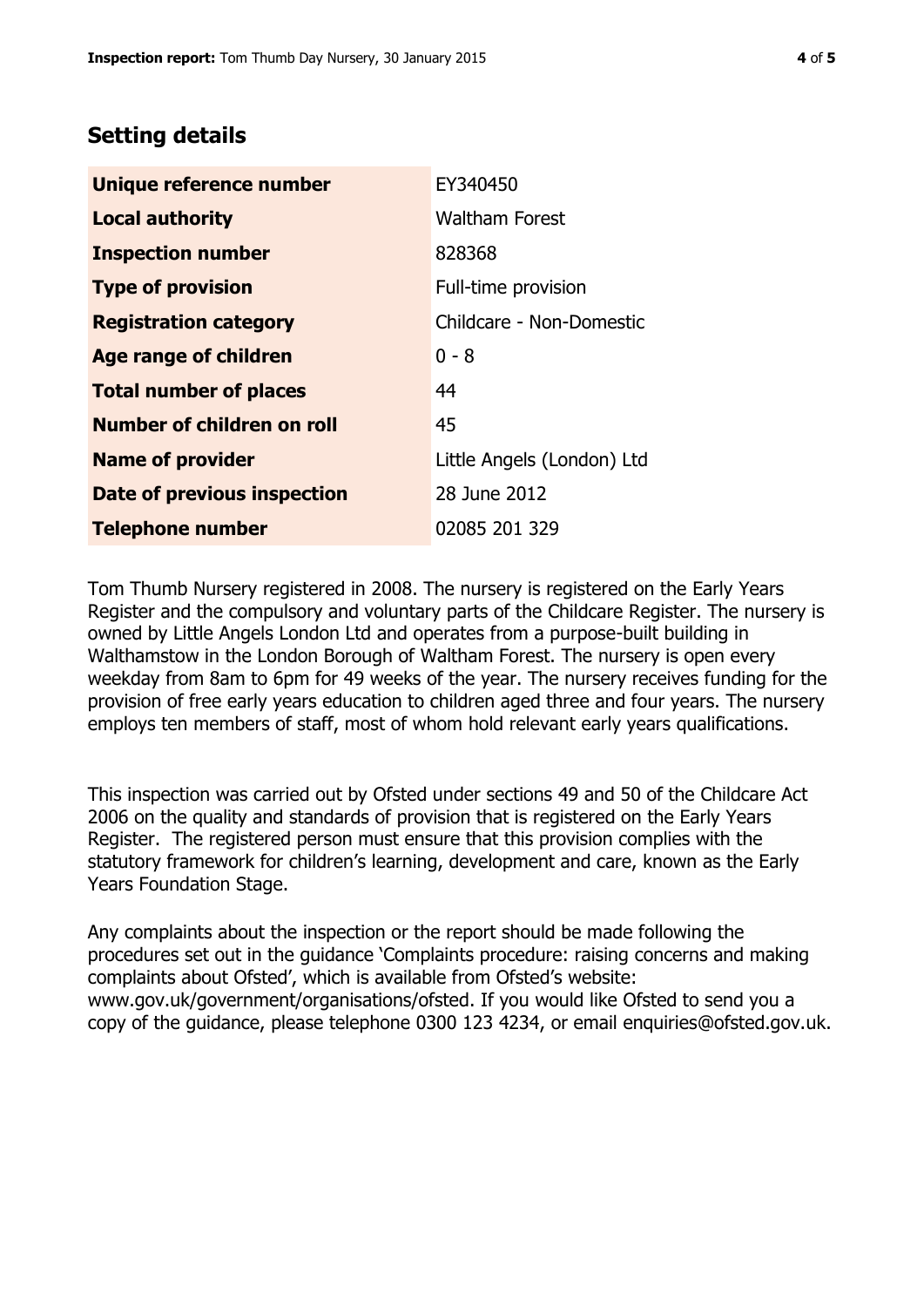## Setting details

| | |
|---|---|
| **Unique reference number** | EY340450 |
| **Local authority** | Waltham Forest |
| **Inspection number** | 828368 |
| **Type of provision** | Full-time provision |
| **Registration category** | Childcare - Non-Domestic |
| **Age range of children** | 0 - 8 |
| **Total number of places** | 44 |
| **Number of children on roll** | 45 |
| **Name of provider** | Little Angels (London) Ltd |
| **Date of previous inspection** | 28 June 2012 |
| **Telephone number** | 02085 201 329 |

Tom Thumb Nursery registered in 2008. The nursery is registered on the Early Years Register and the compulsory and voluntary parts of the Childcare Register. The nursery is owned by Little Angels London Ltd and operates from a purpose-built building in Walthamstow in the London Borough of Waltham Forest. The nursery is open every weekday from 8am to 6pm for 49 weeks of the year. The nursery receives funding for the provision of free early years education to children aged three and four years. The nursery employs ten members of staff, most of whom hold relevant early years qualifications.

This inspection was carried out by Ofsted under sections 49 and 50 of the Childcare Act 2006 on the quality and standards of provision that is registered on the Early Years Register. The registered person must ensure that this provision complies with the statutory framework for children's learning, development and care, known as the Early Years Foundation Stage.

Any complaints about the inspection or the report should be made following the procedures set out in the guidance 'Complaints procedure: raising concerns and making complaints about Ofsted', which is available from Ofsted's website: www.gov.uk/government/organisations/ofsted. If you would like Ofsted to send you a copy of the guidance, please telephone 0300 123 4234, or email enquiries@ofsted.gov.uk.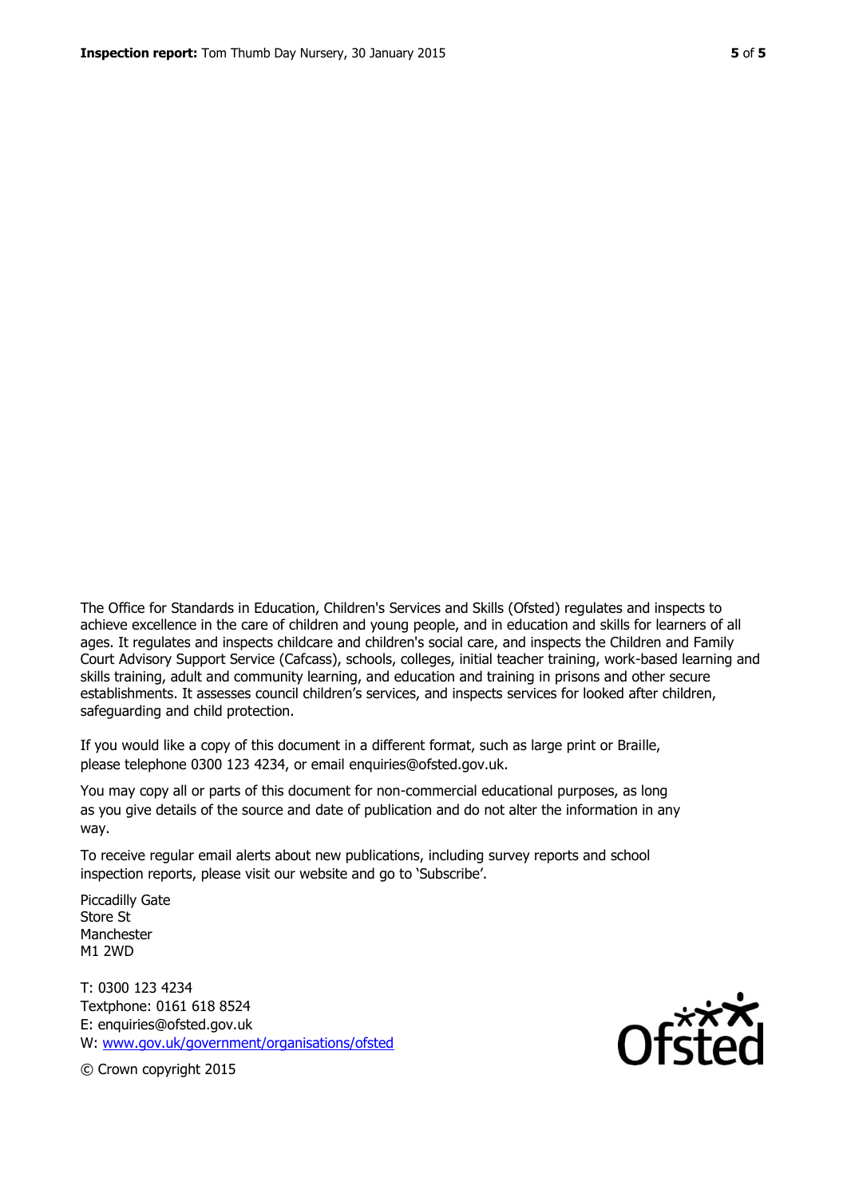The Office for Standards in Education, Children's Services and Skills (Ofsted) regulates and inspects to achieve excellence in the care of children and young people, and in education and skills for learners of all ages. It regulates and inspects childcare and children's social care, and inspects the Children and Family Court Advisory Support Service (Cafcass), schools, colleges, initial teacher training, work-based learning and skills training, adult and community learning, and education and training in prisons and other secure establishments. It assesses council children's services, and inspects services for looked after children, safeguarding and child protection.

If you would like a copy of this document in a different format, such as large print or Braille, please telephone 0300 123 4234, or email enquiries@ofsted.gov.uk.

You may copy all or parts of this document for non-commercial educational purposes, as long as you give details of the source and date of publication and do not alter the information in any way.

To receive regular email alerts about new publications, including survey reports and school inspection reports, please visit our website and go to 'Subscribe'.

Piccadilly Gate
Store St
Manchester
M1 2WD

T: 0300 123 4234
Textphone: 0161 618 8524
E: enquiries@ofsted.gov.uk
W: [www.gov.uk/government/organisations/ofsted](http://www.gov.uk/government/organisations/ofsted)

© Crown copyright 2015

Ofsted